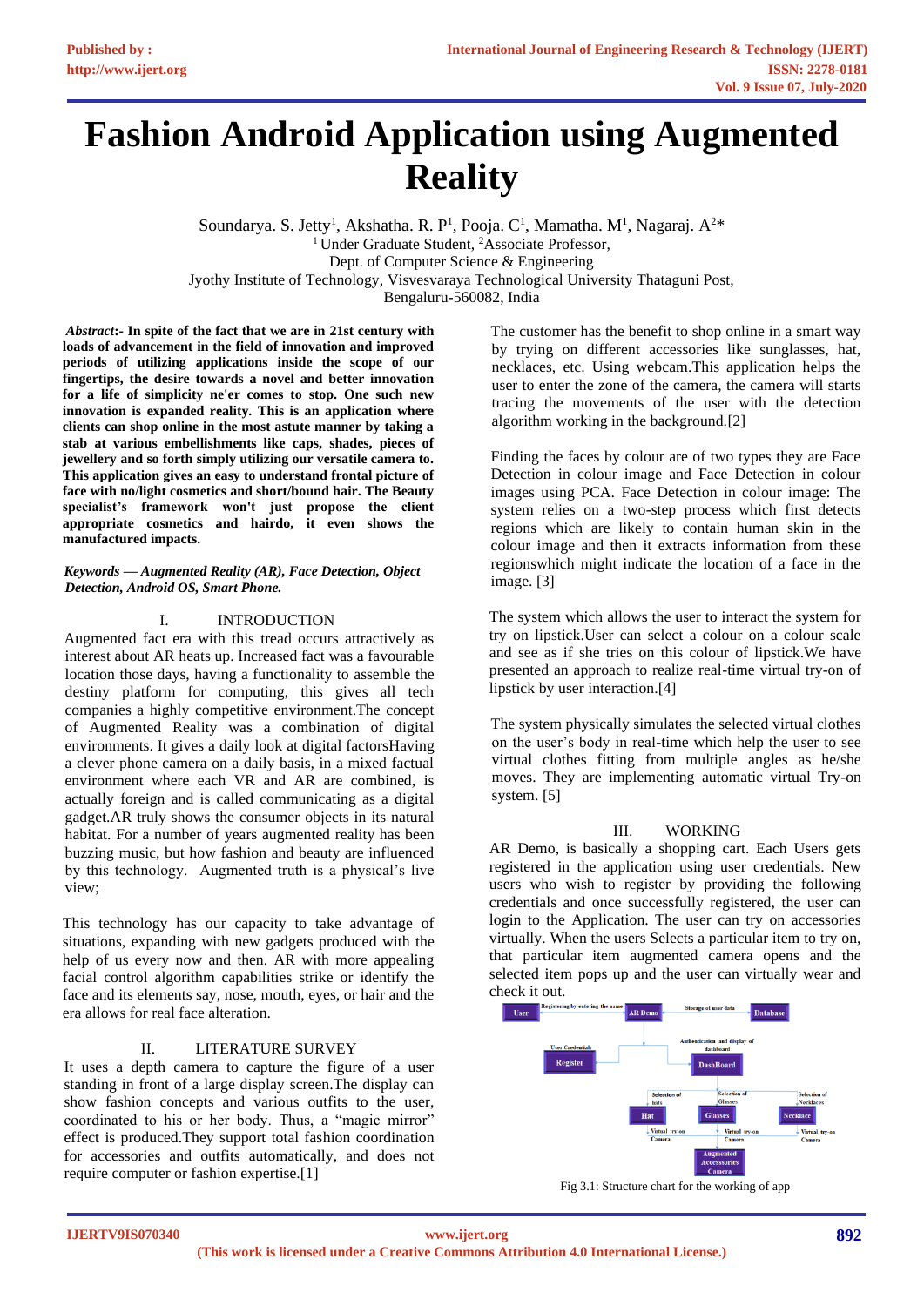# Fashion Android Application using Augmented Reality

Soundarya. S. Jetty[1], Akshatha. R. P[1], Pooja. C[1], Mamatha. M[1], Nagaraj. A[2]*
[1] Under Graduate Student, [2]Associate Professor,
Dept. of Computer Science & Engineering
Jyothy Institute of Technology, Visvesvaraya Technological University Thataguni Post,
Bengaluru-560082, India

***Abstract*:- In spite of the fact that we are in 21st century with loads of advancement in the field of innovation and improved periods of utilizing applications inside the scope of our fingertips, the desire towards a novel and better innovation for a life of simplicity ne'er comes to stop. One such new innovation is expanded reality. This is an application where clients can shop online in the most astute manner by taking a stab at various embellishments like caps, shades, pieces of jewellery and so forth simply utilizing our versatile camera to. This application gives an easy to understand frontal picture of face with no/light cosmetics and short/bound hair. The Beauty specialist's framework won't just propose the client appropriate cosmetics and hairdo, it even shows the manufactured impacts.**

***Keywords — Augmented Reality (AR), Face Detection, Object Detection, Android OS, Smart Phone.***

## I. INTRODUCTION

Augmented fact era with this tread occurs attractively as interest about AR heats up. Increased fact was a favourable location those days, having a functionality to assemble the destiny platform for computing, this gives all tech companies a highly competitive environment.The concept of Augmented Reality was a combination of digital environments. It gives a daily look at digital factorsHaving a clever phone camera on a daily basis, in a mixed factual environment where each VR and AR are combined, is actually foreign and is called communicating as a digital gadget.AR truly shows the consumer objects in its natural habitat. For a number of years augmented reality has been buzzing music, but how fashion and beauty are influenced by this technology. Augmented truth is a physical's live view;

This technology has our capacity to take advantage of situations, expanding with new gadgets produced with the help of us every now and then. AR with more appealing facial control algorithm capabilities strike or identify the face and its elements say, nose, mouth, eyes, or hair and the era allows for real face alteration.

## II. LITERATURE SURVEY

It uses a depth camera to capture the figure of a user standing in front of a large display screen.The display can show fashion concepts and various outfits to the user, coordinated to his or her body. Thus, a "magic mirror" effect is produced.They support total fashion coordination for accessories and outfits automatically, and does not require computer or fashion expertise.[1]

The customer has the benefit to shop online in a smart way by trying on different accessories like sunglasses, hat, necklaces, etc. Using webcam.This application helps the user to enter the zone of the camera, the camera will starts tracing the movements of the user with the detection algorithm working in the background.[2]

Finding the faces by colour are of two types they are Face Detection in colour image and Face Detection in colour images using PCA. Face Detection in colour image: The system relies on a two-step process which first detects regions which are likely to contain human skin in the colour image and then it extracts information from these regionswhich might indicate the location of a face in the image. [3]

The system which allows the user to interact the system for try on lipstick.User can select a colour on a colour scale and see as if she tries on this colour of lipstick.We have presented an approach to realize real-time virtual try-on of lipstick by user interaction.[4]

The system physically simulates the selected virtual clothes on the user's body in real-time which help the user to see virtual clothes fitting from multiple angles as he/she moves. They are implementing automatic virtual Try-on system. [5]

## III. WORKING

AR Demo, is basically a shopping cart. Each Users gets registered in the application using user credentials. New users who wish to register by providing the following credentials and once successfully registered, the user can login to the Application. The user can try on accessories virtually. When the users Selects a particular item to try on, that particular item augmented camera opens and the selected item pops up and the user can virtually wear and check it out.

Fig 3.1: Structure chart for the working of app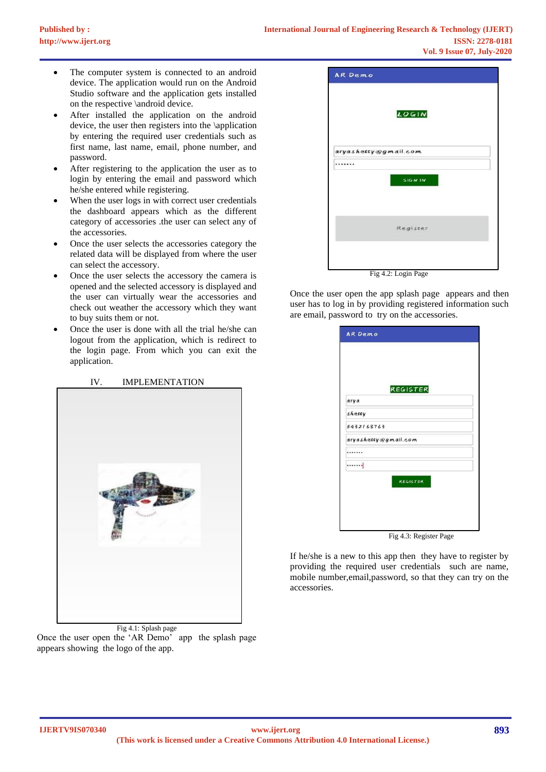- The computer system is connected to an android device. The application would run on the Android Studio software and the application gets installed on the respective \android device.
- After installed the application on the android device, the user then registers into the \application by entering the required user credentials such as first name, last name, email, phone number, and password.
- After registering to the application the user as to login by entering the email and password which he/she entered while registering.
- When the user logs in with correct user credentials the dashboard appears which as the different category of accessories .the user can select any of the accessories.
- Once the user selects the accessories category the related data will be displayed from where the user can select the accessory.
- Once the user selects the accessory the camera is opened and the selected accessory is displayed and the user can virtually wear the accessories and check out weather the accessory which they want to buy suits them or not.
- Once the user is done with all the trial he/she can logout from the application, which is redirect to the login page. From which you can exit the application.

## IV. IMPLEMENTATION

Fig 4.1: Splash page

Once the user open the 'AR Demo' app the splash page appears showing the logo of the app.

Fig 4.2: Login Page

Once the user open the app splash page appears and then user has to log in by providing registered information such are email, password to try on the accessories.

Fig 4.3: Register Page

If he/she is a new to this app then they have to register by providing the required user credentials such are name, mobile number,email,password, so that they can try on the accessories.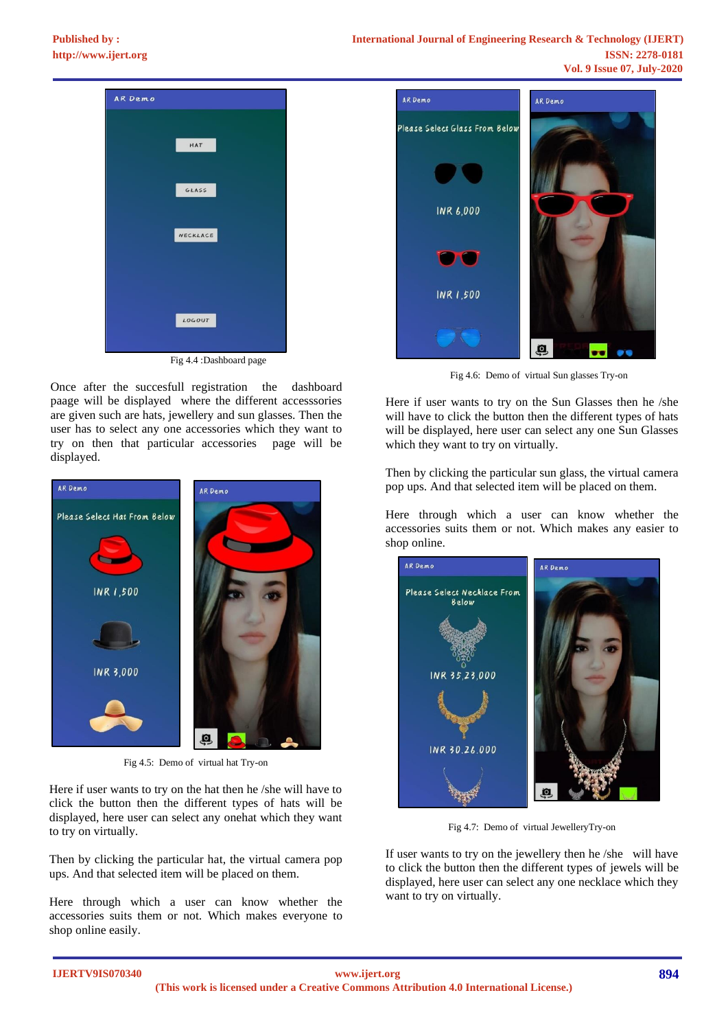Fig 4.4 :Dashboard page

Once after the succesfull registration the dashboard paage will be displayed where the different accesssories are given such are hats, jewellery and sun glasses. Then the user has to select any one accessories which they want to try on then that particular accessories page will be displayed.

Fig 4.5: Demo of virtual hat Try-on

Here if user wants to try on the hat then he /she will have to click the button then the different types of hats will be displayed, here user can select any onehat which they want to try on virtually.

Then by clicking the particular hat, the virtual camera pop ups. And that selected item will be placed on them.

Here through which a user can know whether the accessories suits them or not. Which makes everyone to shop online easily.

Fig 4.6: Demo of virtual Sun glasses Try-on

Here if user wants to try on the Sun Glasses then he /she will have to click the button then the different types of hats will be displayed, here user can select any one Sun Glasses which they want to try on virtually.

Then by clicking the particular sun glass, the virtual camera pop ups. And that selected item will be placed on them.

Here through which a user can know whether the accessories suits them or not. Which makes any easier to shop online.

Fig 4.7: Demo of virtual JewelleryTry-on

If user wants to try on the jewellery then he /she will have to click the button then the different types of jewels will be displayed, here user can select any one necklace which they want to try on virtually.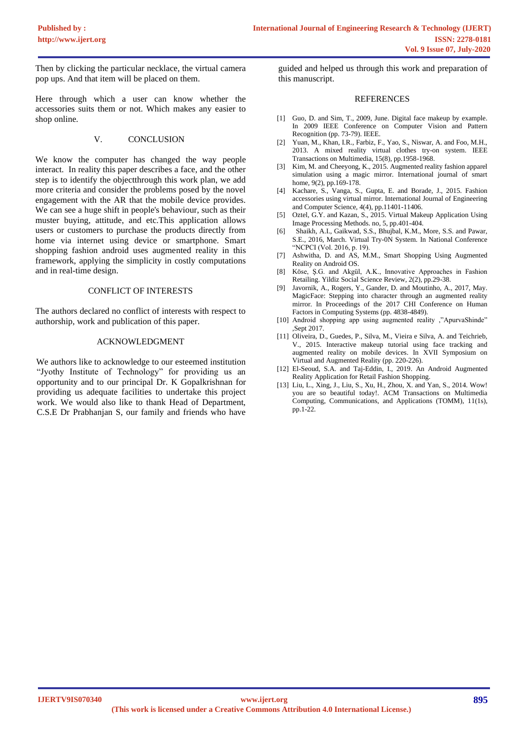Then by clicking the particular necklace, the virtual camera pop ups. And that item will be placed on them.

Here through which a user can know whether the accessories suits them or not. Which makes any easier to shop online.

## V. CONCLUSION

We know the computer has changed the way people interact. In reality this paper describes a face, and the other step is to identify the objectthrough this work plan, we add more criteria and consider the problems posed by the novel engagement with the AR that the mobile device provides. We can see a huge shift in people's behaviour, such as their muster buying, attitude, and etc.This application allows users or customers to purchase the products directly from home via internet using device or smartphone. Smart shopping fashion android uses augmented reality in this framework, applying the simplicity in costly computations and in real-time design.

## CONFLICT OF INTERESTS

The authors declared no conflict of interests with respect to authorship, work and publication of this paper.

## ACKNOWLEDGMENT

We authors like to acknowledge to our esteemed institution "Jyothy Institute of Technology" for providing us an opportunity and to our principal Dr. K Gopalkrishnan for providing us adequate facilities to undertake this project work. We would also like to thank Head of Department, C.S.E Dr Prabhanjan S, our family and friends who have guided and helped us through this work and preparation of this manuscript.

## REFERENCES

[1] Guo, D. and Sim, T., 2009, June. Digital face makeup by example. In 2009 IEEE Conference on Computer Vision and Pattern Recognition (pp. 73-79). IEEE.

[2] Yuan, M., Khan, I.R., Farbiz, F., Yao, S., Niswar, A. and Foo, M.H., 2013. A mixed reality virtual clothes try-on system. IEEE Transactions on Multimedia, 15(8), pp.1958-1968.

[3] Kim, M. and Cheeyong, K., 2015. Augmented reality fashion apparel simulation using a magic mirror. International journal of smart home, 9(2), pp.169-178.

[4] Kachare, S., Vanga, S., Gupta, E. and Borade, J., 2015. Fashion accessories using virtual mirror. International Journal of Engineering and Computer Science, 4(4), pp.11401-11406.

[5] Oztel, G.Y. and Kazan, S., 2015. Virtual Makeup Application Using Image Processing Methods. no, 5, pp.401-404.

[6] Shaikh, A.I., Gaikwad, S.S., Bhujbal, K.M., More, S.S. and Pawar, S.E., 2016, March. Virtual Try-0N System. In National Conference "NCPCI (Vol. 2016, p. 19).

[7] Ashwitha, D. and AS, M.M., Smart Shopping Using Augmented Reality on Android OS.

[8] Köse, Ş.G. and Akgül, A.K., Innovative Approaches in Fashion Retailing. Yildiz Social Science Review, 2(2), pp.29-38.

[9] Javornik, A., Rogers, Y., Gander, D. and Moutinho, A., 2017, May. MagicFace: Stepping into character through an augmented reality mirror. In Proceedings of the 2017 CHI Conference on Human Factors in Computing Systems (pp. 4838-4849).

[10] Android shopping app using augmented reality ,"ApurvaShinde" ,Sept 2017.

[11] Oliveira, D., Guedes, P., Silva, M., Vieira e Silva, A. and Teichrieb, V., 2015. Interactive makeup tutorial using face tracking and augmented reality on mobile devices. In XVII Symposium on Virtual and Augmented Reality (pp. 220-226).

[12] El-Seoud, S.A. and Taj-Eddin, I., 2019. An Android Augmented Reality Application for Retail Fashion Shopping.

[13] Liu, L., Xing, J., Liu, S., Xu, H., Zhou, X. and Yan, S., 2014. Wow! you are so beautiful today!. ACM Transactions on Multimedia Computing, Communications, and Applications (TOMM), 11(1s), pp.1-22.